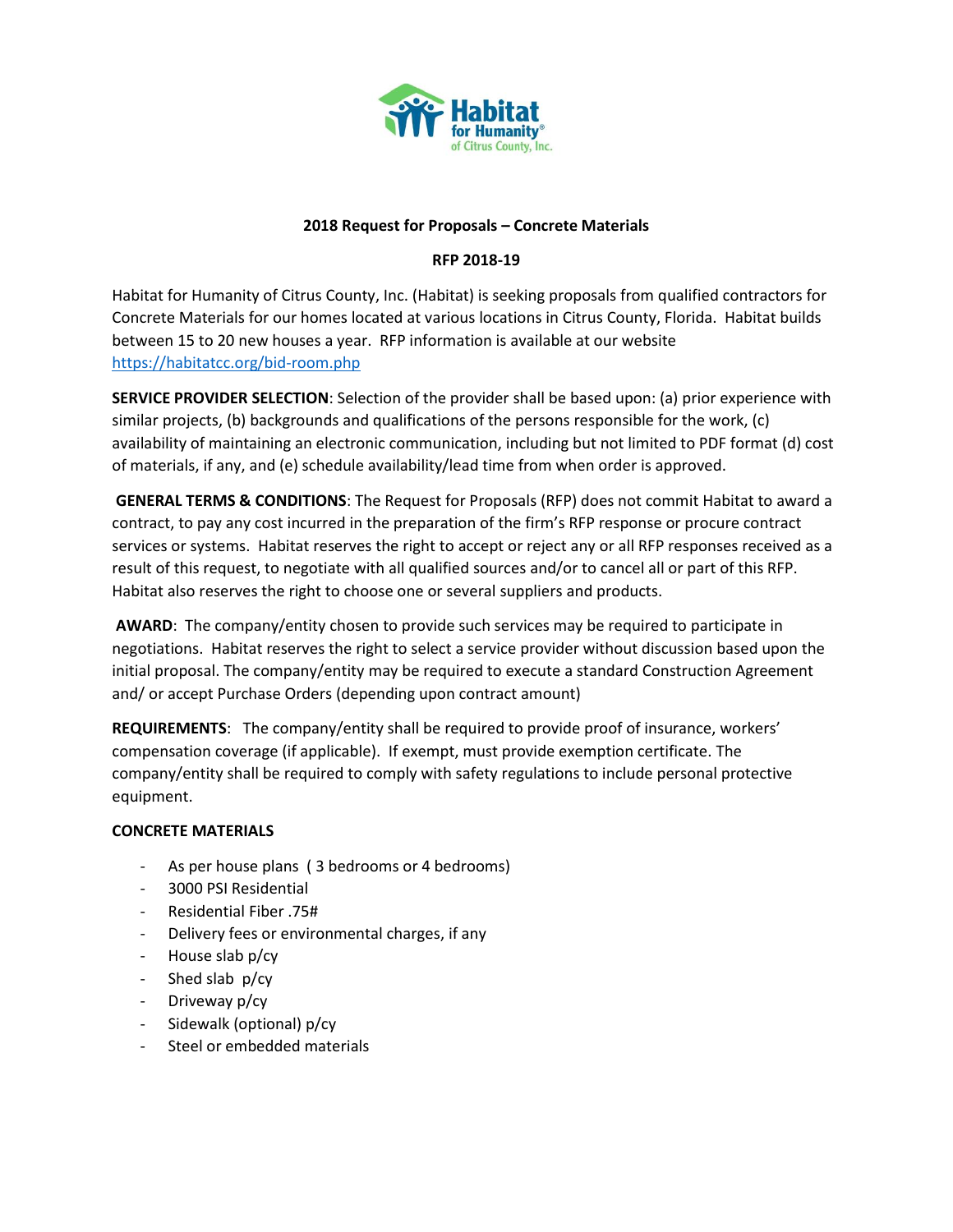Habitat for Humanity of Citrus County, Inc.

**2018 Request for Proposals – Concrete Materials**

**RFP 2018-19**

Habitat for Humanity of Citrus County, Inc. (Habitat) is seeking proposals from qualified contractors for Concrete Materials for our homes located at various locations in Citrus County, Florida. Habitat builds between 15 to 20 new houses a year. RFP information is available at our website https://habitatcc.org/bid-room.php

**SERVICE PROVIDER SELECTION**: Selection of the provider shall be based upon: (a) prior experience with similar projects, (b) backgrounds and qualifications of the persons responsible for the work, (c) availability of maintaining an electronic communication, including but not limited to PDF format (d) cost of materials, if any, and (e) schedule availability/lead time from when order is approved.

**GENERAL TERMS & CONDITIONS**: The Request for Proposals (RFP) does not commit Habitat to award a contract, to pay any cost incurred in the preparation of the firm's RFP response or procure contract services or systems. Habitat reserves the right to accept or reject any or all RFP responses received as a result of this request, to negotiate with all qualified sources and/or to cancel all or part of this RFP. Habitat also reserves the right to choose one or several suppliers and products.

**AWARD**: The company/entity chosen to provide such services may be required to participate in negotiations. Habitat reserves the right to select a service provider without discussion based upon the initial proposal. The company/entity may be required to execute a standard Construction Agreement and/ or accept Purchase Orders (depending upon contract amount)

**REQUIREMENTS**: The company/entity shall be required to provide proof of insurance, workers' compensation coverage (if applicable). If exempt, must provide exemption certificate. The company/entity shall be required to comply with safety regulations to include personal protective equipment.

**CONCRETE MATERIALS**

- As per house plans ( 3 bedrooms or 4 bedrooms)
- 3000 PSI Residential
- Residential Fiber .75#
- Delivery fees or environmental charges, if any
- House slab p/cy
- Shed slab p/cy
- Driveway p/cy
- Sidewalk (optional) p/cy
- Steel or embedded materials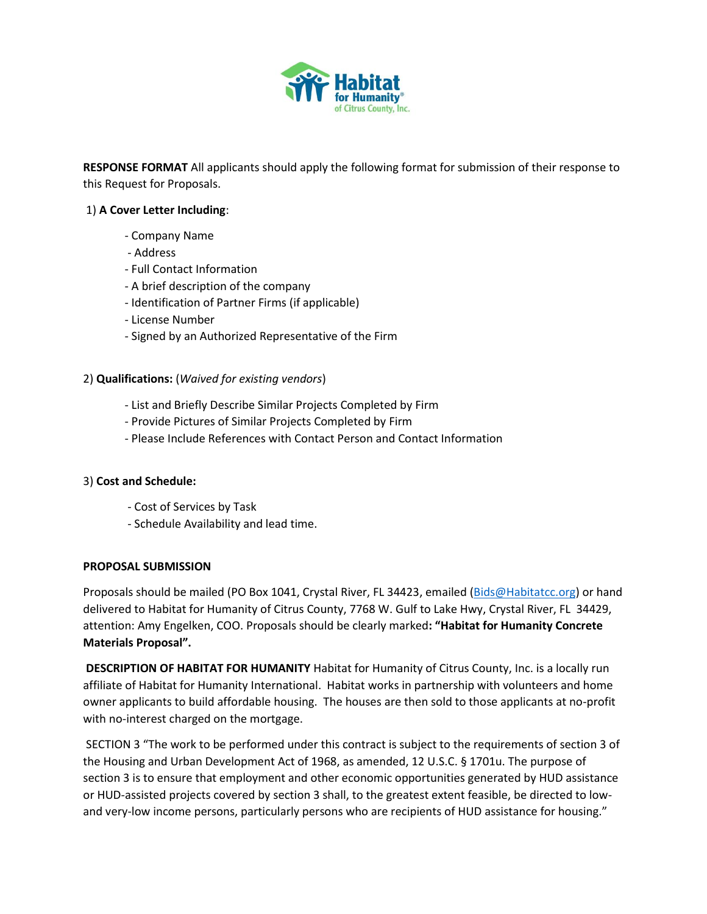**RESPONSE FORMAT** All applicants should apply the following format for submission of their response to this Request for Proposals.

1) **A Cover Letter Including**:

- Company Name
- Address
- Full Contact Information
- A brief description of the company
- Identification of Partner Firms (if applicable)
- License Number
- Signed by an Authorized Representative of the Firm

2) **Qualifications:** (*Waived for existing vendors*)

- List and Briefly Describe Similar Projects Completed by Firm
- Provide Pictures of Similar Projects Completed by Firm
- Please Include References with Contact Person and Contact Information

3) **Cost and Schedule:**

- Cost of Services by Task
- Schedule Availability and lead time.

**PROPOSAL SUBMISSION**

Proposals should be mailed (PO Box 1041, Crystal River, FL 34423, emailed (Bids@Habitatcc.org) or hand delivered to Habitat for Humanity of Citrus County, 7768 W. Gulf to Lake Hwy, Crystal River, FL 34429, attention: Amy Engelken, COO. Proposals should be clearly marked**: "Habitat for Humanity Concrete Materials Proposal".**

**DESCRIPTION OF HABITAT FOR HUMANITY** Habitat for Humanity of Citrus County, Inc. is a locally run affiliate of Habitat for Humanity International. Habitat works in partnership with volunteers and home owner applicants to build affordable housing. The houses are then sold to those applicants at no-profit with no-interest charged on the mortgage.

SECTION 3 "The work to be performed under this contract is subject to the requirements of section 3 of the Housing and Urban Development Act of 1968, as amended, 12 U.S.C. § 1701u. The purpose of section 3 is to ensure that employment and other economic opportunities generated by HUD assistance or HUD-assisted projects covered by section 3 shall, to the greatest extent feasible, be directed to low- and very-low income persons, particularly persons who are recipients of HUD assistance for housing."